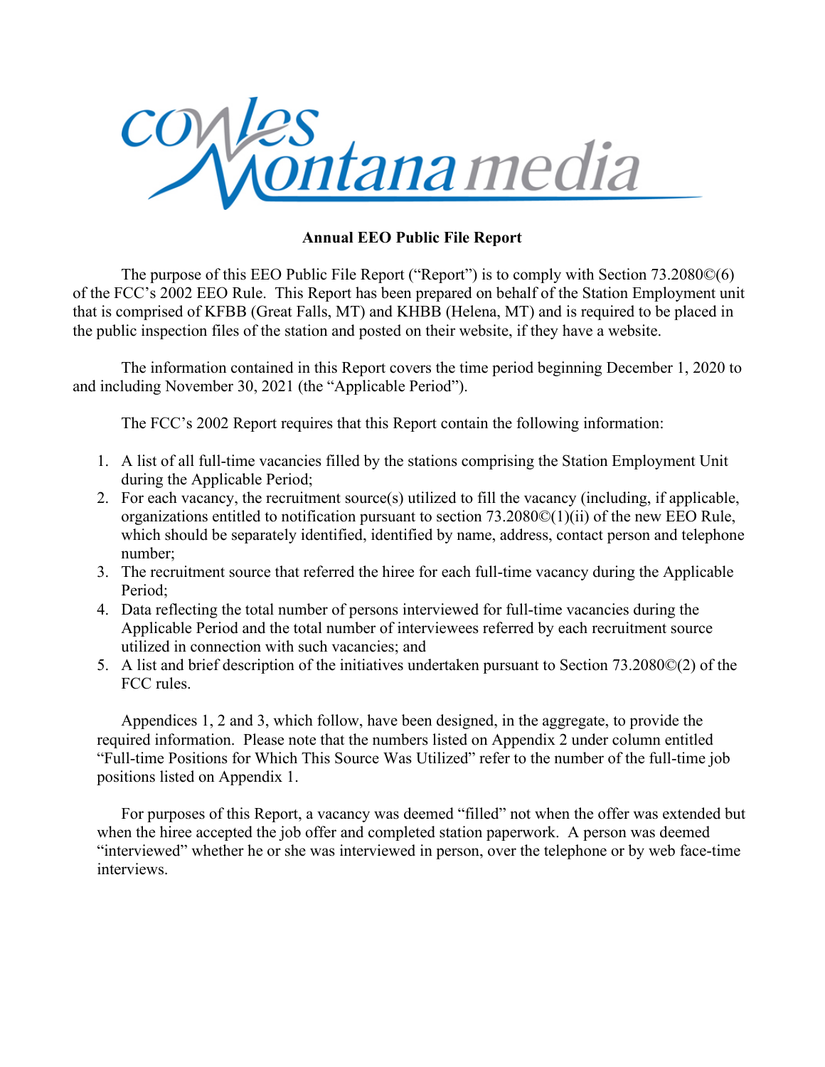cowles Montana media

**Annual EEO Public File Report**

The purpose of this EEO Public File Report ("Report") is to comply with Section 73.2080©(6) of the FCC's 2002 EEO Rule. This Report has been prepared on behalf of the Station Employment unit that is comprised of KFBB (Great Falls, MT) and KHBB (Helena, MT) and is required to be placed in the public inspection files of the station and posted on their website, if they have a website.

The information contained in this Report covers the time period beginning December 1, 2020 to and including November 30, 2021 (the "Applicable Period").

The FCC's 2002 Report requires that this Report contain the following information:

1. A list of all full-time vacancies filled by the stations comprising the Station Employment Unit during the Applicable Period;
2. For each vacancy, the recruitment source(s) utilized to fill the vacancy (including, if applicable, organizations entitled to notification pursuant to section 73.2080©(1)(ii) of the new EEO Rule, which should be separately identified, identified by name, address, contact person and telephone number;
3. The recruitment source that referred the hiree for each full-time vacancy during the Applicable Period;
4. Data reflecting the total number of persons interviewed for full-time vacancies during the Applicable Period and the total number of interviewees referred by each recruitment source utilized in connection with such vacancies; and
5. A list and brief description of the initiatives undertaken pursuant to Section 73.2080©(2) of the FCC rules.

Appendices 1, 2 and 3, which follow, have been designed, in the aggregate, to provide the required information. Please note that the numbers listed on Appendix 2 under column entitled "Full-time Positions for Which This Source Was Utilized" refer to the number of the full-time job positions listed on Appendix 1.

For purposes of this Report, a vacancy was deemed "filled" not when the offer was extended but when the hiree accepted the job offer and completed station paperwork. A person was deemed "interviewed" whether he or she was interviewed in person, over the telephone or by web face-time interviews.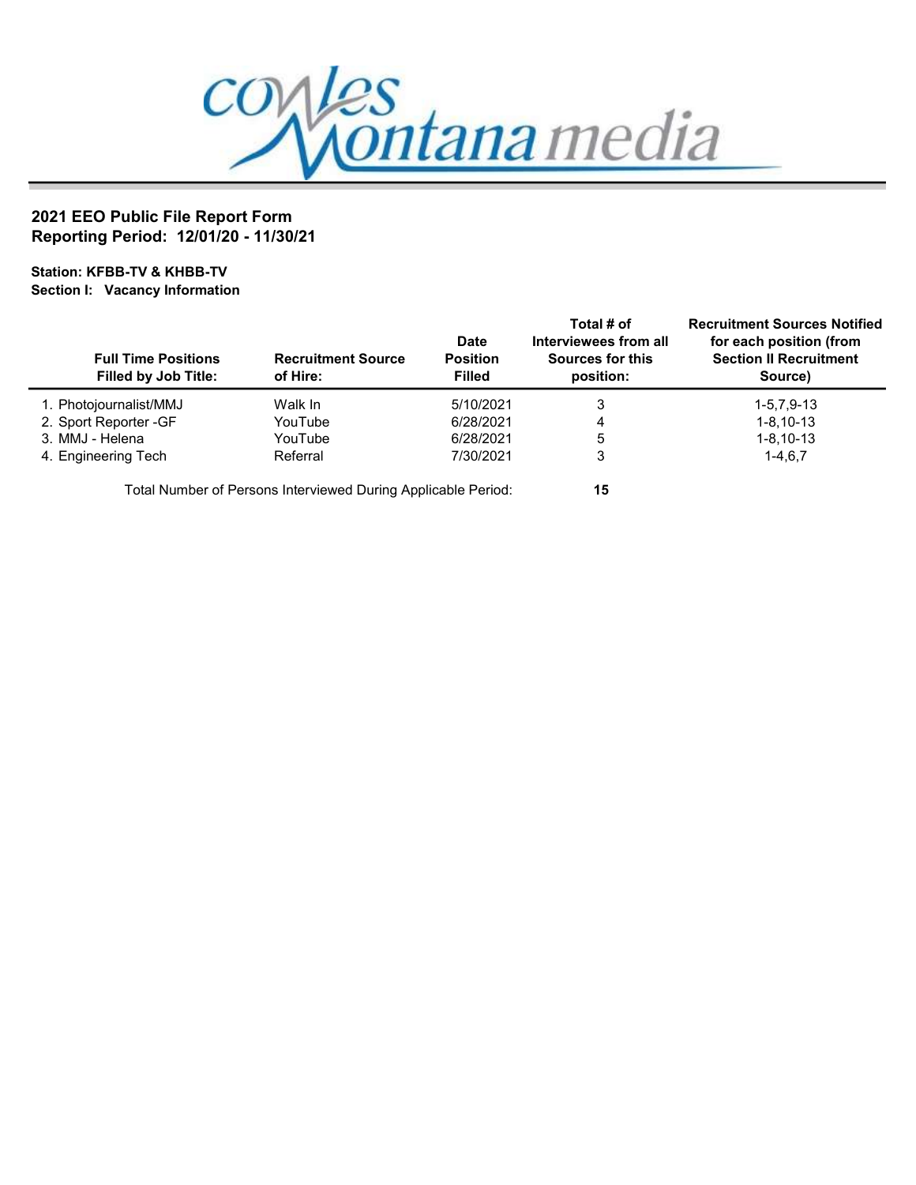cowles Montana media

**2021 EEO Public File Report Form**
**Reporting Period: 12/01/20 - 11/30/21**

**Station: KFBB-TV & KHBB-TV**
**Section I: Vacancy Information**

| Full Time Positions Filled by Job Title: | Recruitment Source of Hire: | Date Position Filled | Total # of Interviewees from all Sources for this position: | Recruitment Sources Notified for each position (from Section II Recruitment Source) |
|---|---|---|---|---|
| 1. Photojournalist/MMJ | Walk In | 5/10/2021 | 3 | 1-5,7,9-13 |
| 2. Sport Reporter -GF | YouTube | 6/28/2021 | 4 | 1-8,10-13 |
| 3. MMJ - Helena | YouTube | 6/28/2021 | 5 | 1-8,10-13 |
| 4. Engineering Tech | Referral | 7/30/2021 | 3 | 1-4,6,7 |
| Total Number of Persons Interviewed During Applicable Period: | | | **15** | |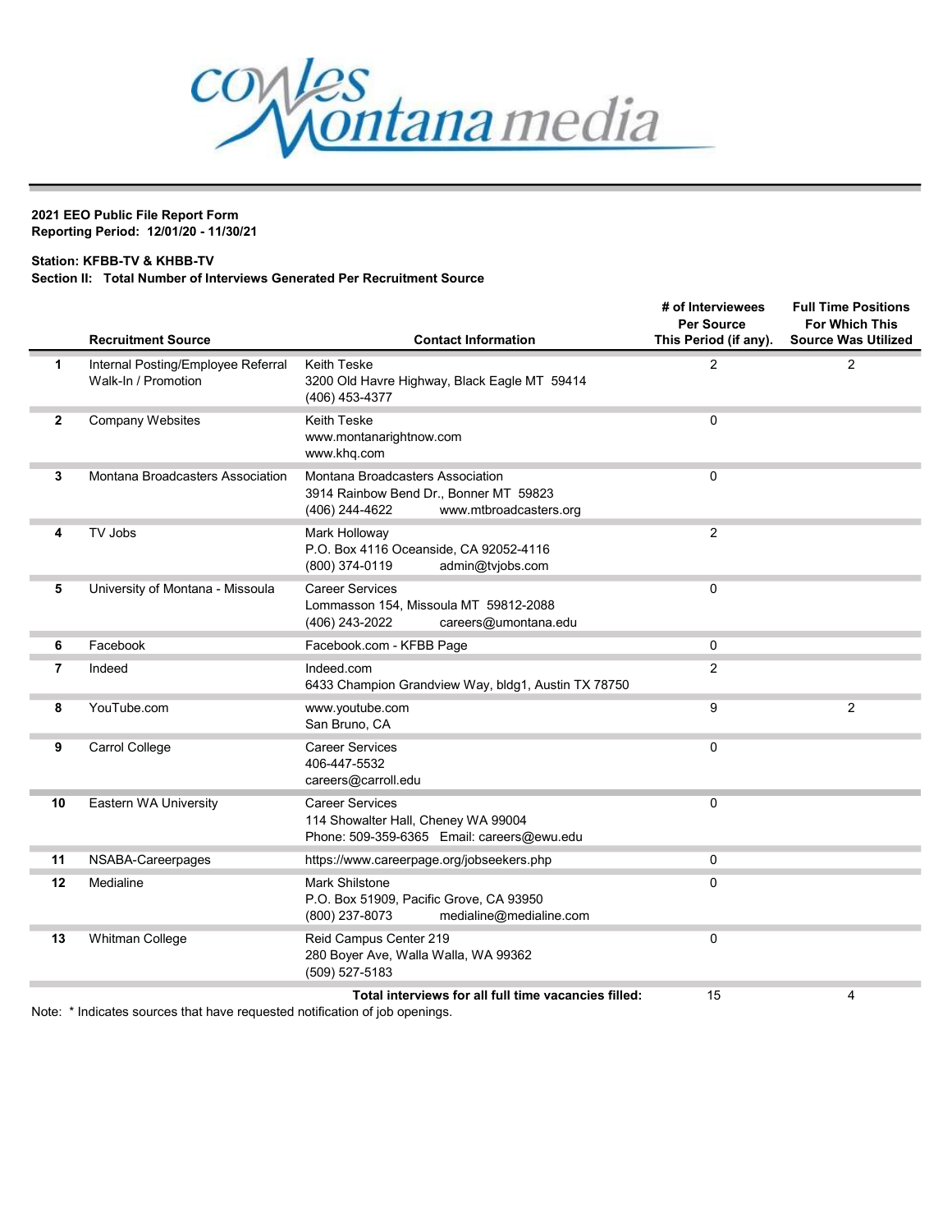cowles Montana media

**2021 EEO Public File Report Form**
**Reporting Period: 12/01/20 - 11/30/21**

**Station: KFBB-TV & KHBB-TV**
**Section II: Total Number of Interviews Generated Per Recruitment Source**

| | Recruitment Source | Contact Information | # of Interviewees Per Source This Period (if any). | Full Time Positions For Which This Source Was Utilized |
|---|---|---|---|---|
| 1 | Internal Posting/Employee Referral Walk-In / Promotion | Keith Teske<br>3200 Old Havre Highway, Black Eagle MT 59414<br>(406) 453-4377 | 2 | 2 |
| 2 | Company Websites | Keith Teske<br>www.montanarightnow.com<br>www.khq.com | 0 | |
| 3 | Montana Broadcasters Association | Montana Broadcasters Association<br>3914 Rainbow Bend Dr., Bonner MT 59823<br>(406) 244-4622 www.mtbroadcasters.org | 0 | |
| 4 | TV Jobs | Mark Holloway<br>P.O. Box 4116 Oceanside, CA 92052-4116<br>(800) 374-0119 admin@tvjobs.com | 2 | |
| 5 | University of Montana - Missoula | Career Services<br>Lommasson 154, Missoula MT 59812-2088<br>(406) 243-2022 careers@umontana.edu | 0 | |
| 6 | Facebook | Facebook.com - KFBB Page | 0 | |
| 7 | Indeed | Indeed.com<br>6433 Champion Grandview Way, bldg1, Austin TX 78750 | 2 | |
| 8 | YouTube.com | www.youtube.com<br>San Bruno, CA | 9 | 2 |
| 9 | Carrol College | Career Services<br>406-447-5532<br>careers@carroll.edu | 0 | |
| 10 | Eastern WA University | Career Services<br>114 Showalter Hall, Cheney WA 99004<br>Phone: 509-359-6365 Email: careers@ewu.edu | 0 | |
| 11 | NSABA-Careerpages | https://www.careerpage.org/jobseekers.php | 0 | |
| 12 | Medialine | Mark Shilstone<br>P.O. Box 51909, Pacific Grove, CA 93950<br>(800) 237-8073 medialine@medialine.com | 0 | |
| 13 | Whitman College | Reid Campus Center 219<br>280 Boyer Ave, Walla Walla, WA 99362<br>(509) 527-5183 | 0 | |
| | | **Total interviews for all full time vacancies filled:** | 15 | 4 |

Note: * Indicates sources that have requested notification of job openings.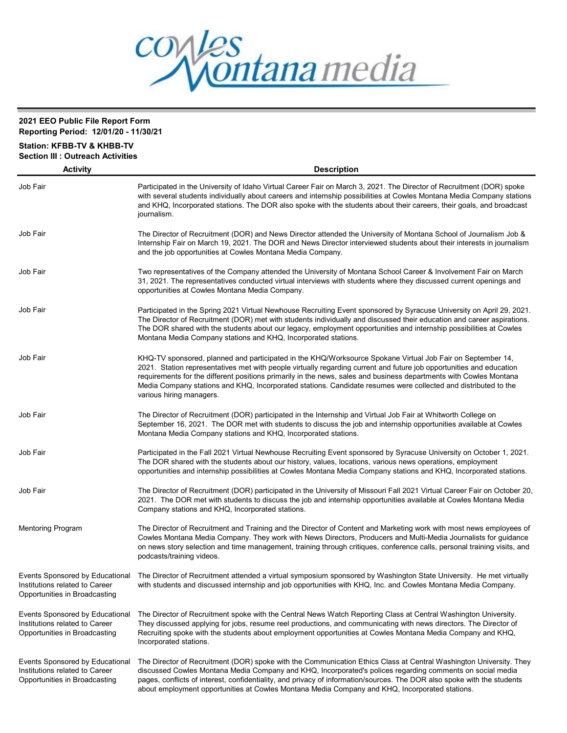**2021 EEO Public File Report Form**
**Reporting Period: 12/01/20 - 11/30/21**

**Station: KFBB-TV & KHBB-TV**
**Section III : Outreach Activities**

| Activity | Description |
| --- | --- |
| Job Fair | Participated in the University of Idaho Virtual Career Fair on March 3, 2021. The Director of Recruitment (DOR) spoke with several students individually about careers and internship possibilities at Cowles Montana Media Company stations and KHQ, Incorporated stations. The DOR also spoke with the students about their careers, their goals, and broadcast journalism. |
| Job Fair | The Director of Recruitment (DOR) and News Director attended the University of Montana School of Journalism Job & Internship Fair on March 19, 2021. The DOR and News Director interviewed students about their interests in journalism and the job opportunities at Cowles Montana Media Company. |
| Job Fair | Two representatives of the Company attended the University of Montana School Career & Involvement Fair on March 31, 2021. The representatives conducted virtual interviews with students where they discussed current openings and opportunities at Cowles Montana Media Company. |
| Job Fair | Participated in the Spring 2021 Virtual Newhouse Recruiting Event sponsored by Syracuse University on April 29, 2021. The Director of Recruitment (DOR) met with students individually and discussed their education and career aspirations. The DOR shared with the students about our legacy, employment opportunities and internship possibilities at Cowles Montana Media Company stations and KHQ, Incorporated stations. |
| Job Fair | KHQ-TV sponsored, planned and participated in the KHQ/Worksource Spokane Virtual Job Fair on September 14, 2021. Station representatives met with people virtually regarding current and future job opportunities and education requirements for the different positions primarily in the news, sales and business departments with Cowles Montana Media Company stations and KHQ, Incorporated stations. Candidate resumes were collected and distributed to the various hiring managers. |
| Job Fair | The Director of Recruitment (DOR) participated in the Internship and Virtual Job Fair at Whitworth College on September 16, 2021. The DOR met with students to discuss the job and internship opportunities available at Cowles Montana Media Company stations and KHQ, Incorporated stations. |
| Job Fair | Participated in the Fall 2021 Virtual Newhouse Recruiting Event sponsored by Syracuse University on October 1, 2021. The DOR shared with the students about our history, values, locations, various news operations, employment opportunities and internship possibilities at Cowles Montana Media Company stations and KHQ, Incorporated stations. |
| Job Fair | The Director of Recruitment (DOR) participated in the University of Missouri Fall 2021 Virtual Career Fair on October 20, 2021. The DOR met with students to discuss the job and internship opportunities available at Cowles Montana Media Company stations and KHQ, Incorporated stations. |
| Mentoring Program | The Director of Recruitment and Training and the Director of Content and Marketing work with most news employees of Cowles Montana Media Company. They work with News Directors, Producers and Multi-Media Journalists for guidance on news story selection and time management, training through critiques, conference calls, personal training visits, and podcasts/training videos. |
| Events Sponsored by Educational Institutions related to Career Opportunities in Broadcasting | The Director of Recruitment attended a virtual symposium sponsored by Washington State University. He met virtually with students and discussed internship and job opportunities with KHQ, Inc. and Cowles Montana Media Company. |
| Events Sponsored by Educational Institutions related to Career Opportunities in Broadcasting | The Director of Recruitment spoke with the Central News Watch Reporting Class at Central Washington University. They discussed applying for jobs, resume reel productions, and communicating with news directors. The Director of Recruiting spoke with the students about employment opportunities at Cowles Montana Media Company and KHQ, Incorporated stations. |
| Events Sponsored by Educational Institutions related to Career Opportunities in Broadcasting | The Director of Recruitment (DOR) spoke with the Communication Ethics Class at Central Washington University. They discussed Cowles Montana Media Company and KHQ, Incorporated's polices regarding comments on social media pages, conflicts of interest, confidentiality, and privacy of information/sources. The DOR also spoke with the students about employment opportunities at Cowles Montana Media Company and KHQ, Incorporated stations. |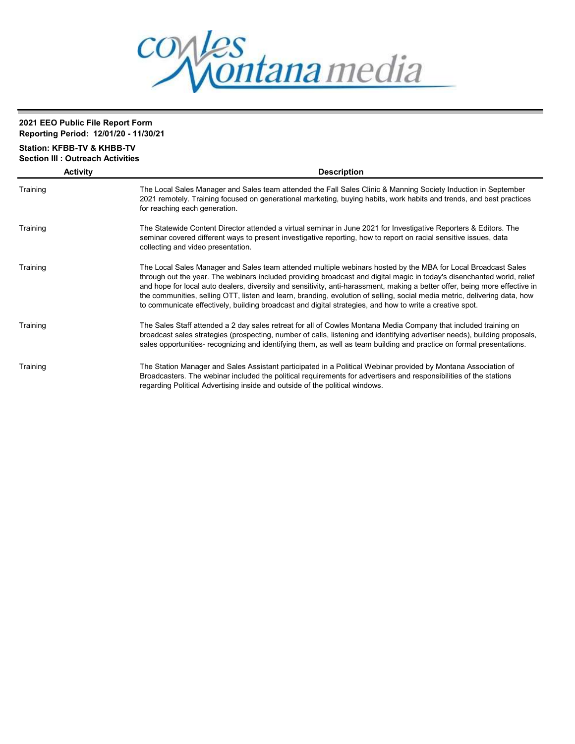**2021 EEO Public File Report Form**
**Reporting Period: 12/01/20 - 11/30/21**

**Station: KFBB-TV & KHBB-TV**
**Section III : Outreach Activities**

| Activity | Description |
| --- | --- |
| Training | The Local Sales Manager and Sales team attended the Fall Sales Clinic & Manning Society Induction in September 2021 remotely. Training focused on generational marketing, buying habits, work habits and trends, and best practices for reaching each generation. |
| Training | The Statewide Content Director attended a virtual seminar in June 2021 for Investigative Reporters & Editors. The seminar covered different ways to present investigative reporting, how to report on racial sensitive issues, data collecting and video presentation. |
| Training | The Local Sales Manager and Sales team attended multiple webinars hosted by the MBA for Local Broadcast Sales through out the year. The webinars included providing broadcast and digital magic in today's disenchanted world, relief and hope for local auto dealers, diversity and sensitivity, anti-harassment, making a better offer, being more effective in the communities, selling OTT, listen and learn, branding, evolution of selling, social media metric, delivering data, how to communicate effectively, building broadcast and digital strategies, and how to write a creative spot. |
| Training | The Sales Staff attended a 2 day sales retreat for all of Cowles Montana Media Company that included training on broadcast sales strategies (prospecting, number of calls, listening and identifying advertiser needs), building proposals, sales opportunities- recognizing and identifying them, as well as team building and practice on formal presentations. |
| Training | The Station Manager and Sales Assistant participated in a Political Webinar provided by Montana Association of Broadcasters. The webinar included the political requirements for advertisers and responsibilities of the stations regarding Political Advertising inside and outside of the political windows. |